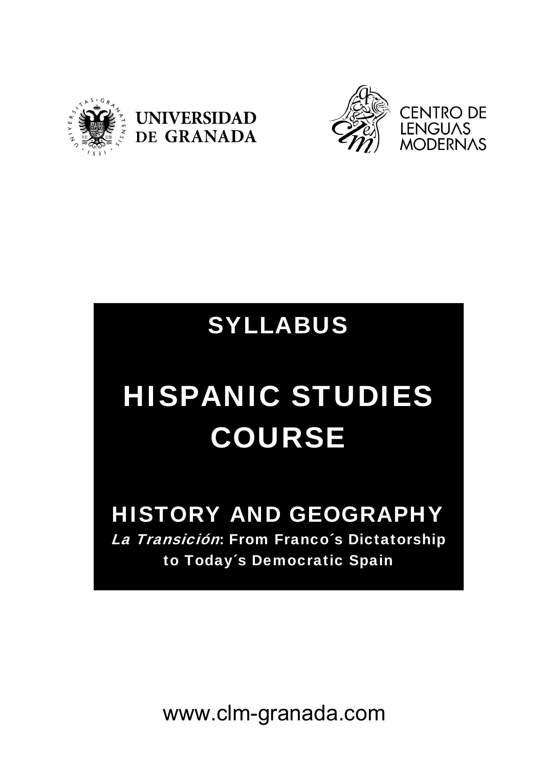UNIVERSIDAD DE GRANADA

CENTRO DE LENGUAS MODERNAS

# SYLLABUS

# HISPANIC STUDIES COURSE

## HISTORY AND GEOGRAPHY

***La Transición*: From Franco´s Dictatorship to Today´s Democratic Spain**

www.clm-granada.com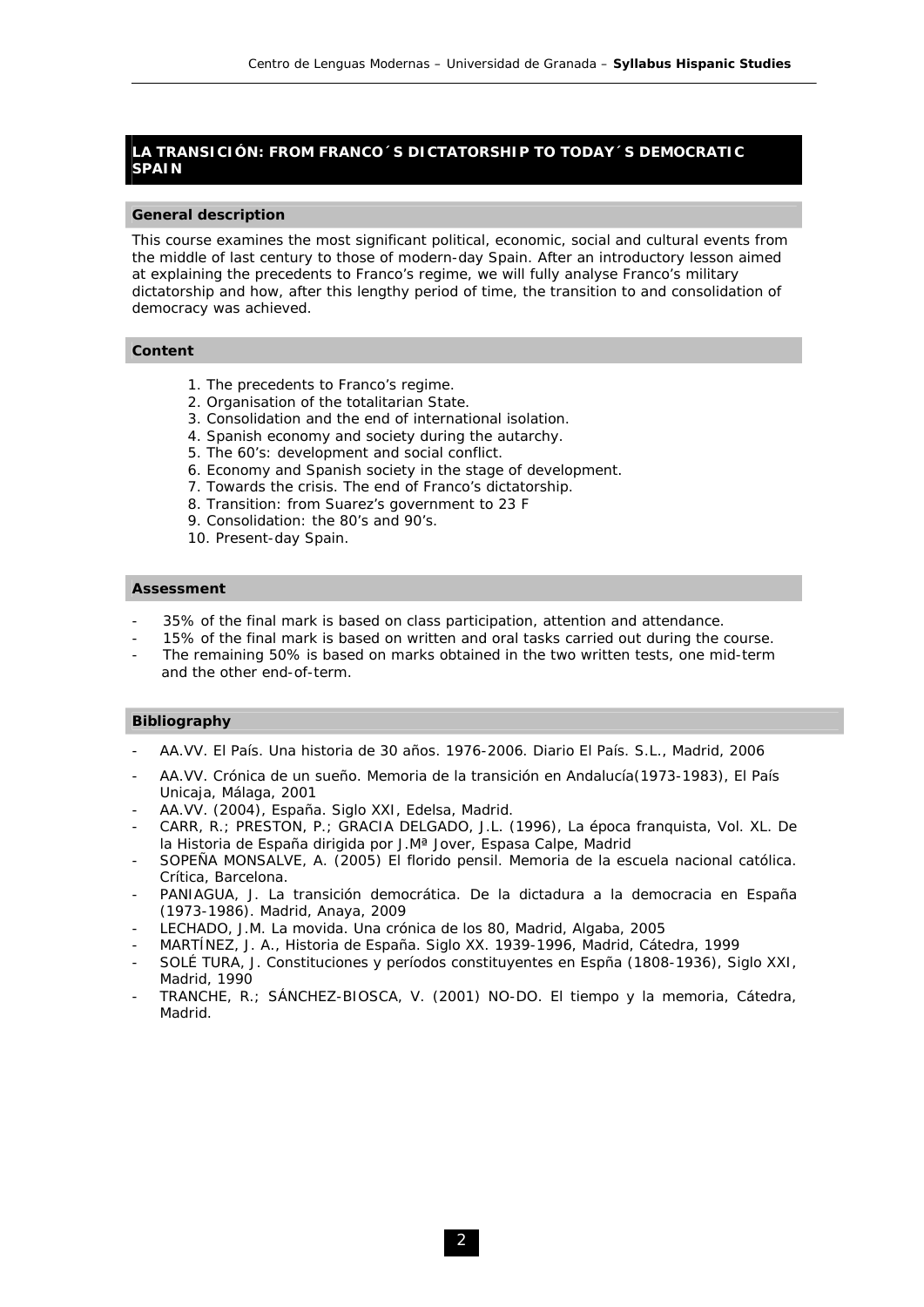## LA TRANSICIÓN: FROM FRANCO´S DICTATORSHIP TO TODAY´S DEMOCRATIC SPAIN

### General description

This course examines the most significant political, economic, social and cultural events from the middle of last century to those of modern-day Spain. After an introductory lesson aimed at explaining the precedents to Franco's regime, we will fully analyse Franco's military dictatorship and how, after this lengthy period of time, the transition to and consolidation of democracy was achieved.

### Content

1. The precedents to Franco's regime.
2. Organisation of the totalitarian State.
3. Consolidation and the end of international isolation.
4. Spanish economy and society during the autarchy.
5. The 60's: development and social conflict.
6. Economy and Spanish society in the stage of development.
7. Towards the crisis. The end of Franco's dictatorship.
8. Transition: from Suarez's government to 23 F
9. Consolidation: the 80's and 90's.
10. Present-day Spain.

### Assessment

- 35% of the final mark is based on class participation, attention and attendance.
- 15% of the final mark is based on written and oral tasks carried out during the course.
- The remaining 50% is based on marks obtained in the two written tests, one mid-term and the other end-of-term.

### Bibliography

- AA.VV. El País. Una historia de 30 años. 1976-2006. Diario El País. S.L., Madrid, 2006
- AA.VV. Crónica de un sueño. Memoria de la transición en Andalucía(1973-1983), El País Unicaja, Málaga, 2001
- AA.VV. (2004), España. Siglo XXI, Edelsa, Madrid.
- CARR, R.; PRESTON, P.; GRACIA DELGADO, J.L. (1996), La época franquista, Vol. XL. De la Historia de España dirigida por J.Mª Jover, Espasa Calpe, Madrid
- SOPEÑA MONSALVE, A. (2005) El florido pensil. Memoria de la escuela nacional católica. Crítica, Barcelona.
- PANIAGUA, J. La transición democrática. De la dictadura a la democracia en España (1973-1986). Madrid, Anaya, 2009
- LECHADO, J.M. La movida. Una crónica de los 80, Madrid, Algaba, 2005
- MARTÍNEZ, J. A., Historia de España. Siglo XX. 1939-1996, Madrid, Cátedra, 1999
- SOLÉ TURA, J. Constituciones y períodos constituyentes en Espña (1808-1936), Siglo XXI, Madrid, 1990
- TRANCHE, R.; SÁNCHEZ-BIOSCA, V. (2001) NO-DO. El tiempo y la memoria, Cátedra, Madrid.